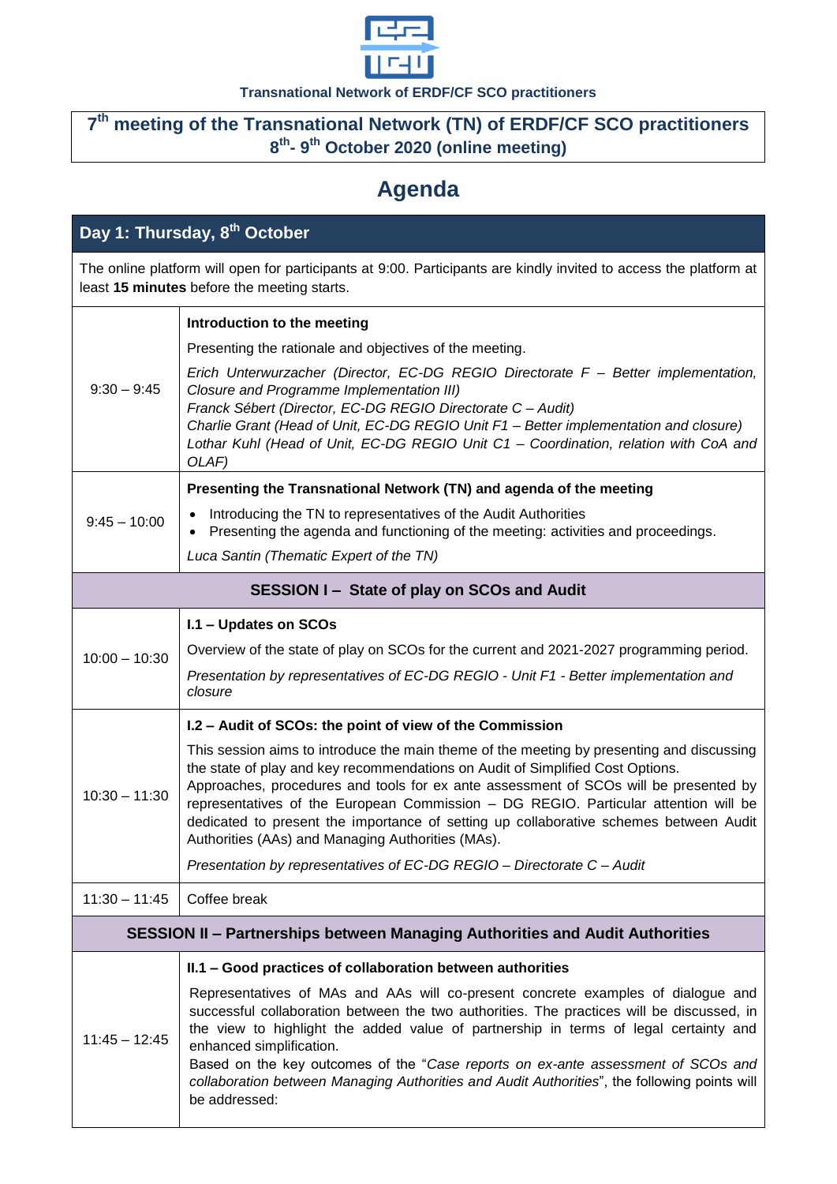Transnational Network of ERDF/CF SCO practitioners

# 7th meeting of the Transnational Network (TN) of ERDF/CF SCO practitioners
## 8th- 9th October 2020 (online meeting)

# Agenda

## Day 1: Thursday, 8th October

The online platform will open for participants at 9:00. Participants are kindly invited to access the platform at least **15 minutes** before the meeting starts.

| Time | Item |
|---|---|
| 9:30 – 9:45 | **Introduction to the meeting**<br>Presenting the rationale and objectives of the meeting.<br>*Erich Unterwurzacher (Director, EC-DG REGIO Directorate F – Better implementation, Closure and Programme Implementation III)*<br>*Franck Sébert (Director, EC-DG REGIO Directorate C – Audit)*<br>*Charlie Grant (Head of Unit, EC-DG REGIO Unit F1 – Better implementation and closure)*<br>*Lothar Kuhl (Head of Unit, EC-DG REGIO Unit C1 – Coordination, relation with CoA and OLAF)* |
| 9:45 – 10:00 | **Presenting the Transnational Network (TN) and agenda of the meeting**<br>• Introducing the TN to representatives of the Audit Authorities<br>• Presenting the agenda and functioning of the meeting: activities and proceedings.<br>*Luca Santin (Thematic Expert of the TN)* |
| | **SESSION I – State of play on SCOs and Audit** |
| 10:00 – 10:30 | **I.1 – Updates on SCOs**<br>Overview of the state of play on SCOs for the current and 2021-2027 programming period.<br>*Presentation by representatives of EC-DG REGIO - Unit F1 - Better implementation and closure* |
| 10:30 – 11:30 | **I.2 – Audit of SCOs: the point of view of the Commission**<br>This session aims to introduce the main theme of the meeting by presenting and discussing the state of play and key recommendations on Audit of Simplified Cost Options. Approaches, procedures and tools for ex ante assessment of SCOs will be presented by representatives of the European Commission – DG REGIO. Particular attention will be dedicated to present the importance of setting up collaborative schemes between Audit Authorities (AAs) and Managing Authorities (MAs).<br>*Presentation by representatives of EC-DG REGIO – Directorate C – Audit* |
| 11:30 – 11:45 | Coffee break |
| | **SESSION II – Partnerships between Managing Authorities and Audit Authorities** |
| 11:45 – 12:45 | **II.1 – Good practices of collaboration between authorities**<br>Representatives of MAs and AAs will co-present concrete examples of dialogue and successful collaboration between the two authorities. The practices will be discussed, in the view to highlight the added value of partnership in terms of legal certainty and enhanced simplification.<br>Based on the key outcomes of the "*Case reports on ex-ante assessment of SCOs and collaboration between Managing Authorities and Audit Authorities*", the following points will be addressed: |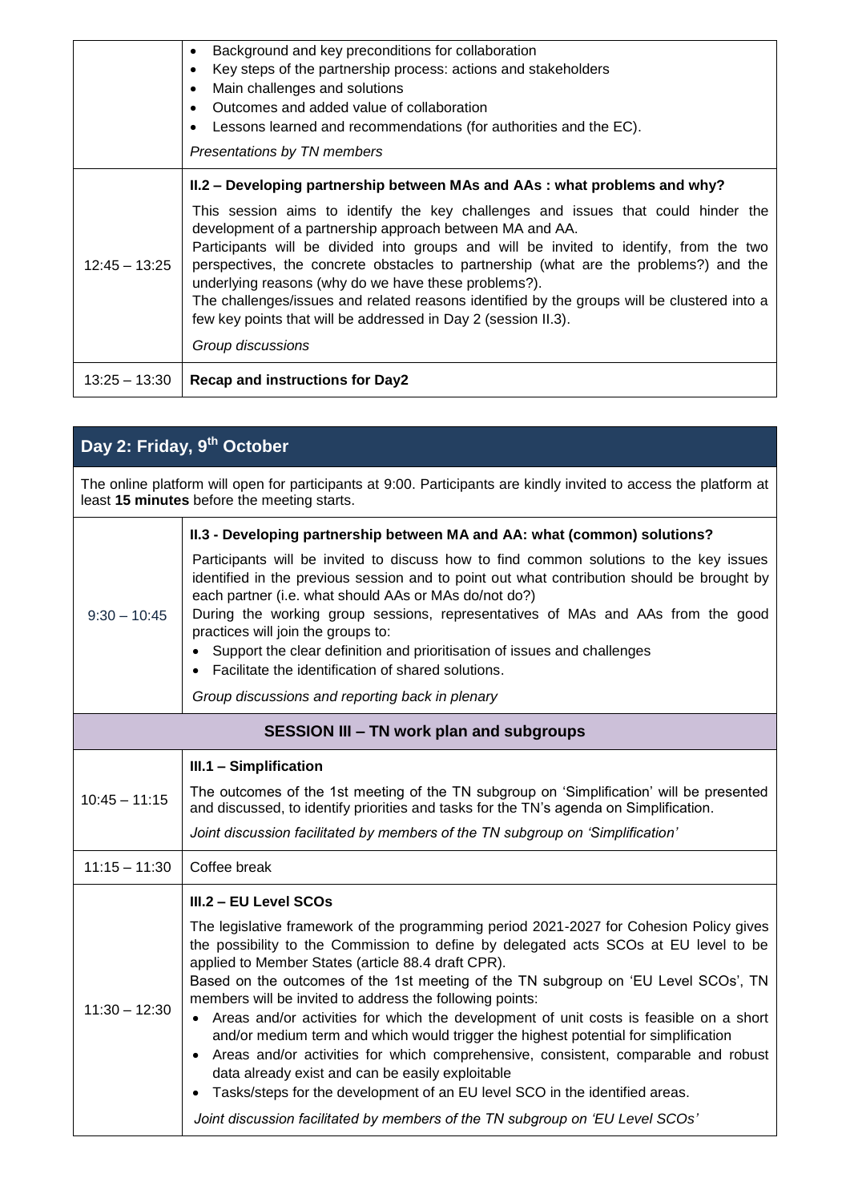| | |
|---|---|
| | • Background and key preconditions for collaboration<br>• Key steps of the partnership process: actions and stakeholders<br>• Main challenges and solutions<br>• Outcomes and added value of collaboration<br>• Lessons learned and recommendations (for authorities and the EC).<br>*Presentations by TN members* |
| 12:45 – 13:25 | **II.2 – Developing partnership between MAs and AAs : what problems and why?**<br>This session aims to identify the key challenges and issues that could hinder the development of a partnership approach between MA and AA.<br>Participants will be divided into groups and will be invited to identify, from the two perspectives, the concrete obstacles to partnership (what are the problems?) and the underlying reasons (why do we have these problems?).<br>The challenges/issues and related reasons identified by the groups will be clustered into a few key points that will be addressed in Day 2 (session II.3).<br>*Group discussions* |
| 13:25 – 13:30 | **Recap and instructions for Day2** |

## Day 2: Friday, 9th October

The online platform will open for participants at 9:00. Participants are kindly invited to access the platform at least **15 minutes** before the meeting starts.

| | |
|---|---|
| 9:30 – 10:45 | **II.3 - Developing partnership between MA and AA: what (common) solutions?**<br>Participants will be invited to discuss how to find common solutions to the key issues identified in the previous session and to point out what contribution should be brought by each partner (i.e. what should AAs or MAs do/not do?)<br>During the working group sessions, representatives of MAs and AAs from the good practices will join the groups to:<br>• Support the clear definition and prioritisation of issues and challenges<br>• Facilitate the identification of shared solutions.<br>*Group discussions and reporting back in plenary* |
| **SESSION III – TN work plan and subgroups** | |
| 10:45 – 11:15 | **III.1 – Simplification**<br>The outcomes of the 1st meeting of the TN subgroup on 'Simplification' will be presented and discussed, to identify priorities and tasks for the TN's agenda on Simplification.<br>*Joint discussion facilitated by members of the TN subgroup on 'Simplification'* |
| 11:15 – 11:30 | Coffee break |
| 11:30 – 12:30 | **III.2 – EU Level SCOs**<br>The legislative framework of the programming period 2021-2027 for Cohesion Policy gives the possibility to the Commission to define by delegated acts SCOs at EU level to be applied to Member States (article 88.4 draft CPR).<br>Based on the outcomes of the 1st meeting of the TN subgroup on 'EU Level SCOs', TN members will be invited to address the following points:<br>• Areas and/or activities for which the development of unit costs is feasible on a short and/or medium term and which would trigger the highest potential for simplification<br>• Areas and/or activities for which comprehensive, consistent, comparable and robust data already exist and can be easily exploitable<br>• Tasks/steps for the development of an EU level SCO in the identified areas.<br>*Joint discussion facilitated by members of the TN subgroup on 'EU Level SCOs'* |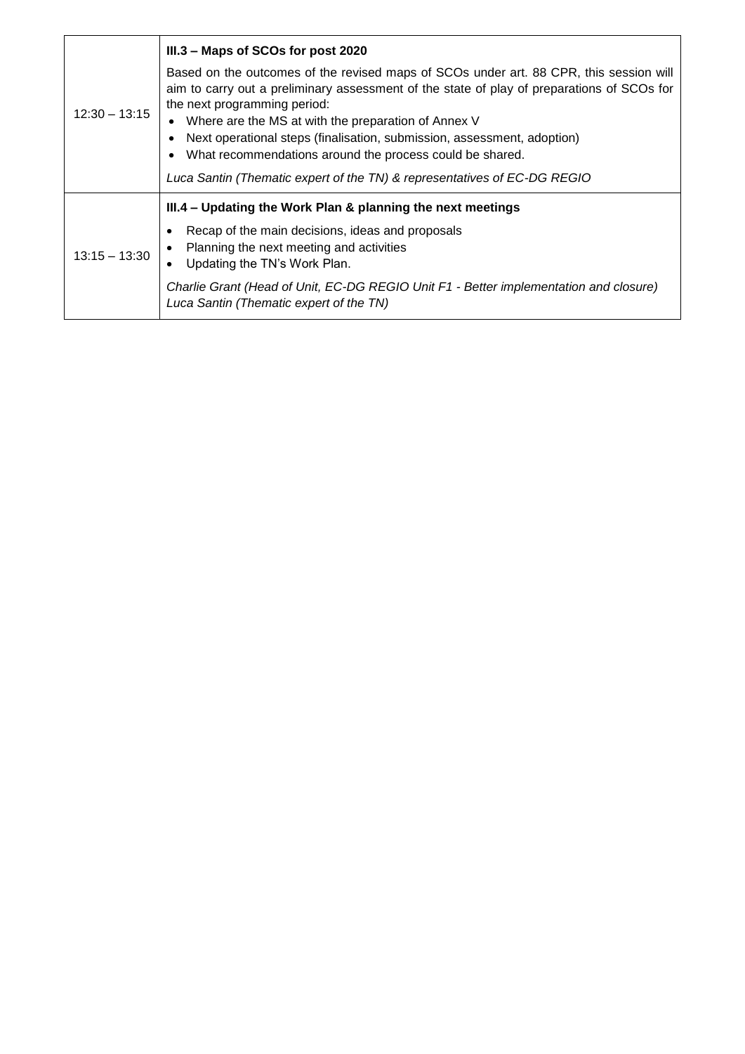| | |
|---|---|
| 12:30 – 13:15 | **III.3 – Maps of SCOs for post 2020**<br><br>Based on the outcomes of the revised maps of SCOs under art. 88 CPR, this session will aim to carry out a preliminary assessment of the state of play of preparations of SCOs for the next programming period:<br>• Where are the MS at with the preparation of Annex V<br>• Next operational steps (finalisation, submission, assessment, adoption)<br>• What recommendations around the process could be shared.<br><br>*Luca Santin (Thematic expert of the TN) & representatives of EC-DG REGIO* |
| 13:15 – 13:30 | **III.4 – Updating the Work Plan & planning the next meetings**<br><br>• Recap of the main decisions, ideas and proposals<br>• Planning the next meeting and activities<br>• Updating the TN's Work Plan.<br><br>*Charlie Grant (Head of Unit, EC-DG REGIO Unit F1 - Better implementation and closure)*<br>*Luca Santin (Thematic expert of the TN)* |